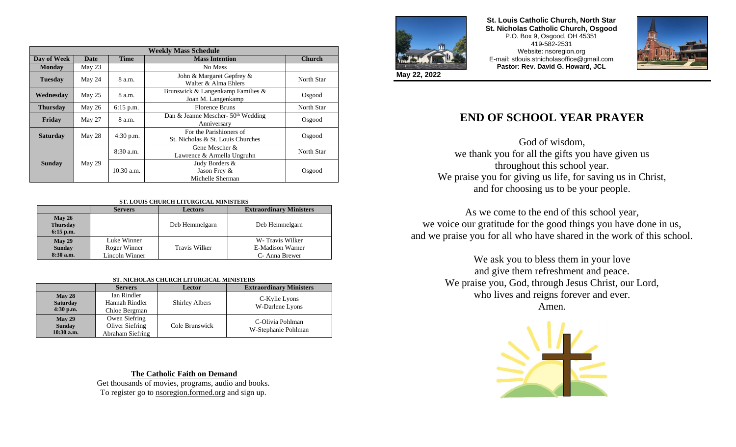| Weekly Mass Schedule | | | | |
|---|---|---|---|---|
| Day of Week | Date | Time | Mass Intention | Church |
| **Monday** | May 23 | | No Mass | |
| **Tuesday** | May 24 | 8 a.m. | John & Margaret Gepfrey & Walter & Alma Ehlers | North Star |
| **Wednesday** | May 25 | 8 a.m. | Brunswick & Langenkamp Families & Joan M. Langenkamp | Osgood |
| **Thursday** | May 26 | 6:15 p.m. | Florence Bruns | North Star |
| **Friday** | May 27 | 8 a.m. | Dan & Jeanne Mescher- 50th Wedding Anniversary | Osgood |
| **Saturday** | May 28 | 4:30 p.m. | For the Parishioners of St. Nicholas & St. Louis Churches | Osgood |
| **Sunday** | May 29 | 8:30 a.m. | Gene Mescher & Lawrence & Armella Ungruhn | North Star |
| | | 10:30 a.m. | Judy Borders & Jason Frey & Michelle Sherman | Osgood |

**ST. LOUIS CHURCH LITURGICAL MINISTERS**

| | Servers | Lectors | Extraordinary Ministers |
|---|---|---|---|
| **May 26 Thursday 6:15 p.m.** | | Deb Hemmelgarn | Deb Hemmelgarn |
| **May 29 Sunday 8:30 a.m.** | Luke Winner<br>Roger Winner<br>Lincoln Winner | Travis Wilker | W- Travis Wilker<br>E-Madison Warner<br>C- Anna Brewer |

**ST. NICHOLAS CHURCH LITURGICAL MINISTERS**

| | Servers | Lector | Extraordinary Ministers |
|---|---|---|---|
| **May 28 Saturday 4:30 p.m.** | Ian Rindler<br>Hannah Rindler<br>Chloe Bergman | Shirley Albers | C-Kylie Lyons<br>W-Darlene Lyons |
| **May 29 Sunday 10:30 a.m.** | Owen Siefring<br>Oliver Siefring<br>Abraham Siefring | Cole Brunswick | C-Olivia Pohlman<br>W-Stephanie Pohlman |

**The Catholic Faith on Demand**

Get thousands of movies, programs, audio and books.
To register go to nsoregion.formed.org and sign up.

**St. Louis Catholic Church, North Star**
**St. Nicholas Catholic Church, Osgood**
P.O. Box 9, Osgood, OH 45351
419-582-2531
Website: nsoregion.org
E-mail: stlouis.stnicholasoffice@gmail.com
**Pastor: Rev. David G. Howard, JCL**

**May 22, 2022**

# END OF SCHOOL YEAR PRAYER

God of wisdom,
we thank you for all the gifts you have given us
throughout this school year.
We praise you for giving us life, for saving us in Christ,
and for choosing us to be your people.

As we come to the end of this school year,
we voice our gratitude for the good things you have done in us,
and we praise you for all who have shared in the work of this school.

We ask you to bless them in your love
and give them refreshment and peace.
We praise you, God, through Jesus Christ, our Lord,
who lives and reigns forever and ever.
Amen.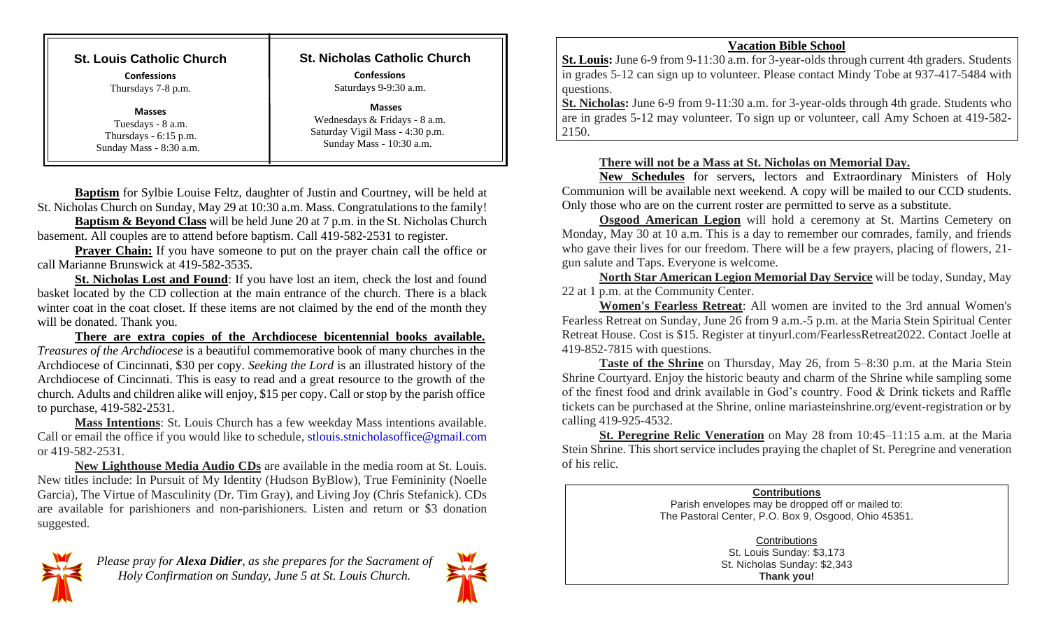| St. Louis Catholic Church | St. Nicholas Catholic Church |
|---|---|
| **Confessions**<br>Thursdays 7-8 p.m.<br><br>**Masses**<br>Tuesdays - 8 a.m.<br>Thursdays - 6:15 p.m.<br>Sunday Mass - 8:30 a.m. | **Confessions**<br>Saturdays 9-9:30 a.m.<br><br>**Masses**<br>Wednesdays & Fridays - 8 a.m.<br>Saturday Vigil Mass - 4:30 p.m.<br>Sunday Mass - 10:30 a.m. |

**Baptism** for Sylbie Louise Feltz, daughter of Justin and Courtney, will be held at St. Nicholas Church on Sunday, May 29 at 10:30 a.m. Mass. Congratulations to the family!

**Baptism & Beyond Class** will be held June 20 at 7 p.m. in the St. Nicholas Church basement. All couples are to attend before baptism. Call 419-582-2531 to register.

**Prayer Chain:** If you have someone to put on the prayer chain call the office or call Marianne Brunswick at 419-582-3535.

**St. Nicholas Lost and Found**: If you have lost an item, check the lost and found basket located by the CD collection at the main entrance of the church. There is a black winter coat in the coat closet. If these items are not claimed by the end of the month they will be donated. Thank you.

**There are extra copies of the Archdiocese bicentennial books available.** *Treasures of the Archdiocese* is a beautiful commemorative book of many churches in the Archdiocese of Cincinnati, $30 per copy. *Seeking the Lord* is an illustrated history of the Archdiocese of Cincinnati. This is easy to read and a great resource to the growth of the church. Adults and children alike will enjoy, $15 per copy. Call or stop by the parish office to purchase, 419-582-2531.

**Mass Intentions**: St. Louis Church has a few weekday Mass intentions available. Call or email the office if you would like to schedule, stlouis.stnicholasoffice@gmail.com or 419-582-2531.

**New Lighthouse Media Audio CDs** are available in the media room at St. Louis. New titles include: In Pursuit of My Identity (Hudson ByBlow), True Femininity (Noelle Garcia), The Virtue of Masculinity (Dr. Tim Gray), and Living Joy (Chris Stefanick). CDs are available for parishioners and non-parishioners. Listen and return or $3 donation suggested.

*Please pray for **Alexa Didier**, as she prepares for the Sacrament of Holy Confirmation on Sunday, June 5 at St. Louis Church.*

**Vacation Bible School**

**St. Louis:** June 6-9 from 9-11:30 a.m. for 3-year-olds through current 4th graders. Students in grades 5-12 can sign up to volunteer. Please contact Mindy Tobe at 937-417-5484 with questions.

**St. Nicholas:** June 6-9 from 9-11:30 a.m. for 3-year-olds through 4th grade. Students who are in grades 5-12 may volunteer. To sign up or volunteer, call Amy Schoen at 419-582-2150.

**There will not be a Mass at St. Nicholas on Memorial Day.**

**New Schedules** for servers, lectors and Extraordinary Ministers of Holy Communion will be available next weekend. A copy will be mailed to our CCD students. Only those who are on the current roster are permitted to serve as a substitute.

**Osgood American Legion** will hold a ceremony at St. Martins Cemetery on Monday, May 30 at 10 a.m. This is a day to remember our comrades, family, and friends who gave their lives for our freedom. There will be a few prayers, placing of flowers, 21-gun salute and Taps. Everyone is welcome.

**North Star American Legion Memorial Day Service** will be today, Sunday, May 22 at 1 p.m. at the Community Center.

**Women's Fearless Retreat**: All women are invited to the 3rd annual Women's Fearless Retreat on Sunday, June 26 from 9 a.m.-5 p.m. at the Maria Stein Spiritual Center Retreat House. Cost is $15. Register at tinyurl.com/FearlessRetreat2022. Contact Joelle at 419-852-7815 with questions.

**Taste of the Shrine** on Thursday, May 26, from 5–8:30 p.m. at the Maria Stein Shrine Courtyard. Enjoy the historic beauty and charm of the Shrine while sampling some of the finest food and drink available in God's country. Food & Drink tickets and Raffle tickets can be purchased at the Shrine, online mariasteinshrine.org/event-registration or by calling 419-925-4532.

**St. Peregrine Relic Veneration** on May 28 from 10:45–11:15 a.m. at the Maria Stein Shrine. This short service includes praying the chaplet of St. Peregrine and veneration of his relic.

**Contributions**

Parish envelopes may be dropped off or mailed to:
The Pastoral Center, P.O. Box 9, Osgood, Ohio 45351.

Contributions
St. Louis Sunday: $3,173
St. Nicholas Sunday: $2,343
**Thank you!**